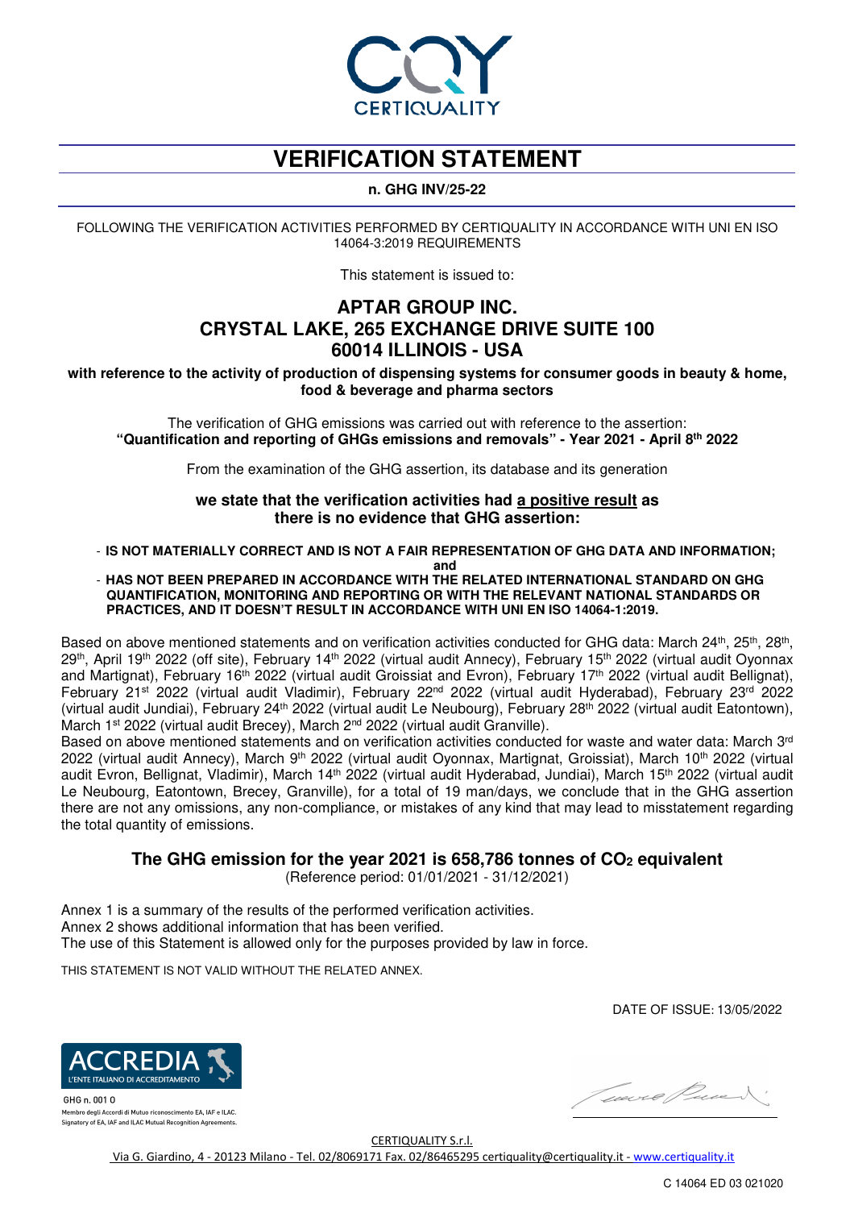# VERIFICATION STATEMENT

**n. GHG INV/25-22**

FOLLOWING THE VERIFICATION ACTIVITIES PERFORMED BY CERTIQUALITY IN ACCORDANCE WITH UNI EN ISO 14064-3:2019 REQUIREMENTS

This statement is issued to:

## APTAR GROUP INC.
## CRYSTAL LAKE, 265 EXCHANGE DRIVE SUITE 100
## 60014 ILLINOIS - USA

**with reference to the activity of production of dispensing systems for consumer goods in beauty & home, food & beverage and pharma sectors**

The verification of GHG emissions was carried out with reference to the assertion:
**"Quantification and reporting of GHGs emissions and removals" - Year 2021 - April 8th 2022**

From the examination of the GHG assertion, its database and its generation

**we state that the verification activities had a positive result as there is no evidence that GHG assertion:**

- **IS NOT MATERIALLY CORRECT AND IS NOT A FAIR REPRESENTATION OF GHG DATA AND INFORMATION;**

**and**

- **HAS NOT BEEN PREPARED IN ACCORDANCE WITH THE RELATED INTERNATIONAL STANDARD ON GHG QUANTIFICATION, MONITORING AND REPORTING OR WITH THE RELEVANT NATIONAL STANDARDS OR PRACTICES, AND IT DOESN'T RESULT IN ACCORDANCE WITH UNI EN ISO 14064-1:2019.**

Based on above mentioned statements and on verification activities conducted for GHG data: March 24th, 25th, 28th, 29th, April 19th 2022 (off site), February 14th 2022 (virtual audit Annecy), February 15th 2022 (virtual audit Oyonnax and Martignat), February 16th 2022 (virtual audit Groissiat and Evron), February 17th 2022 (virtual audit Bellignat), February 21st 2022 (virtual audit Vladimir), February 22nd 2022 (virtual audit Hyderabad), February 23rd 2022 (virtual audit Jundiai), February 24th 2022 (virtual audit Le Neubourg), February 28th 2022 (virtual audit Eatontown), March 1st 2022 (virtual audit Brecey), March 2nd 2022 (virtual audit Granville).

Based on above mentioned statements and on verification activities conducted for waste and water data: March 3rd 2022 (virtual audit Annecy), March 9th 2022 (virtual audit Oyonnax, Martignat, Groissiat), March 10th 2022 (virtual audit Evron, Bellignat, Vladimir), March 14th 2022 (virtual audit Hyderabad, Jundiai), March 15th 2022 (virtual audit Le Neubourg, Eatontown, Brecey, Granville), for a total of 19 man/days, we conclude that in the GHG assertion there are not any omissions, any non-compliance, or mistakes of any kind that may lead to misstatement regarding the total quantity of emissions.

### The GHG emission for the year 2021 is 658,786 tonnes of $CO_2$ equivalent

(Reference period: 01/01/2021 - 31/12/2021)

Annex 1 is a summary of the results of the performed verification activities.
Annex 2 shows additional information that has been verified.
The use of this Statement is allowed only for the purposes provided by law in force.

THIS STATEMENT IS NOT VALID WITHOUT THE RELATED ANNEX.

DATE OF ISSUE: 13/05/2022

ACCREDIA L'ENTE ITALIANO DI ACCREDITAMENTO
GHG n. 001 O
Membro degli Accordi di Mutuo riconoscimento EA, IAF e ILAC.
Signatory of EA, IAF and ILAC Mutual Recognition Agreements.

CERTIQUALITY S.r.l.
Via G. Giardino, 4 - 20123 Milano - Tel. 02/8069171 Fax. 02/86465295 certiquality@certiquality.it - www.certiquality.it

C 14064 ED 03 021020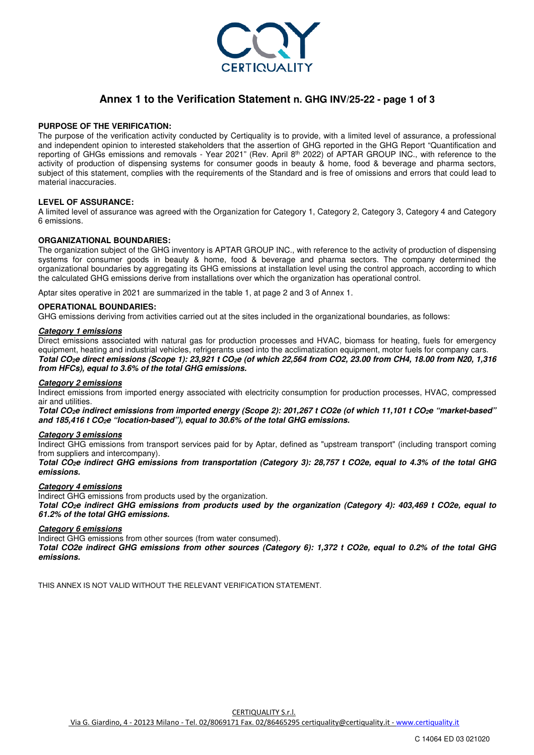# Annex 1 to the Verification Statement n. GHG INV/25-22 - page 1 of 3

**PURPOSE OF THE VERIFICATION:**

The purpose of the verification activity conducted by Certiquality is to provide, with a limited level of assurance, a professional and independent opinion to interested stakeholders that the assertion of GHG reported in the GHG Report "Quantification and reporting of GHGs emissions and removals - Year 2021" (Rev. April 8th 2022) of APTAR GROUP INC., with reference to the activity of production of dispensing systems for consumer goods in beauty & home, food & beverage and pharma sectors, subject of this statement, complies with the requirements of the Standard and is free of omissions and errors that could lead to material inaccuracies.

**LEVEL OF ASSURANCE:**

A limited level of assurance was agreed with the Organization for Category 1, Category 2, Category 3, Category 4 and Category 6 emissions.

**ORGANIZATIONAL BOUNDARIES:**

The organization subject of the GHG inventory is APTAR GROUP INC., with reference to the activity of production of dispensing systems for consumer goods in beauty & home, food & beverage and pharma sectors. The company determined the organizational boundaries by aggregating its GHG emissions at installation level using the control approach, according to which the calculated GHG emissions derive from installations over which the organization has operational control.

Aptar sites operative in 2021 are summarized in the table 1, at page 2 and 3 of Annex 1.

**OPERATIONAL BOUNDARIES:**

GHG emissions deriving from activities carried out at the sites included in the organizational boundaries, as follows:

***Category 1 emissions***

Direct emissions associated with natural gas for production processes and HVAC, biomass for heating, fuels for emergency equipment, heating and industrial vehicles, refrigerants used into the acclimatization equipment, motor fuels for company cars.
***Total $CO_2e$ direct emissions (Scope 1): 23,921 t $CO_2e$ (of which 22,564 from CO2, 23.00 from CH4, 18.00 from N20, 1,316 from HFCs), equal to 3.6% of the total GHG emissions.***

***Category 2 emissions***

Indirect emissions from imported energy associated with electricity consumption for production processes, HVAC, compressed air and utilities.
***Total $CO_2e$ indirect emissions from imported energy (Scope 2): 201,267 t CO2e (of which 11,101 t $CO_2e$ "market-based" and 185,416 t $CO_2e$ "location-based"), equal to 30.6% of the total GHG emissions.***

***Category 3 emissions***

Indirect GHG emissions from transport services paid for by Aptar, defined as "upstream transport" (including transport coming from suppliers and intercompany).
***Total $CO_2e$ indirect GHG emissions from transportation (Category 3): 28,757 t CO2e, equal to 4.3% of the total GHG emissions.***

***Category 4 emissions***

Indirect GHG emissions from products used by the organization.
***Total $CO_2e$ indirect GHG emissions from products used by the organization (Category 4): 403,469 t CO2e, equal to 61.2% of the total GHG emissions.***

***Category 6 emissions***

Indirect GHG emissions from other sources (from water consumed).
***Total CO2e indirect GHG emissions from other sources (Category 6): 1,372 t CO2e, equal to 0.2% of the total GHG emissions.***

THIS ANNEX IS NOT VALID WITHOUT THE RELEVANT VERIFICATION STATEMENT.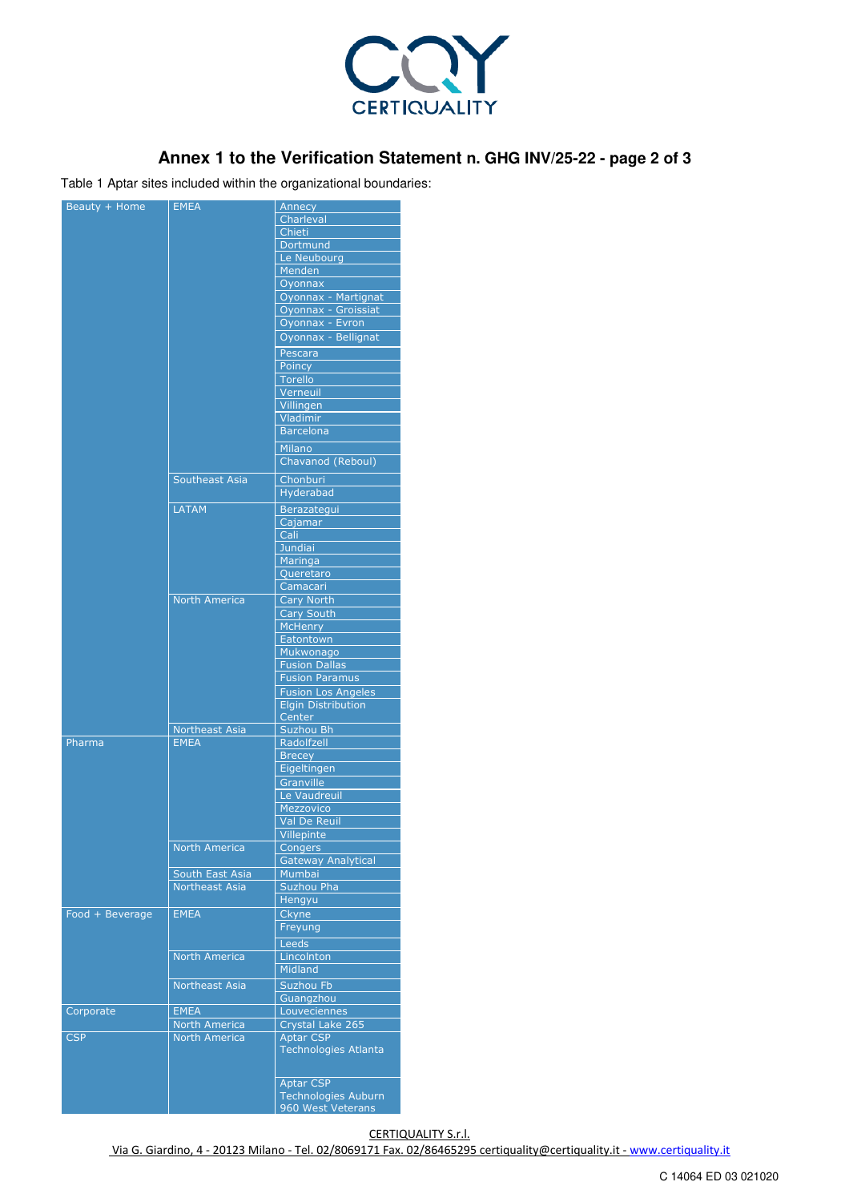# Annex 1 to the Verification Statement n. GHG INV/25-22 - page 2 of 3

Table 1 Aptar sites included within the organizational boundaries:

| | | |
|---|---|---|
| Beauty + Home | EMEA | Annecy |
| | | Charleval |
| | | Chieti |
| | | Dortmund |
| | | Le Neubourg |
| | | Menden |
| | | Oyonnax |
| | | Oyonnax - Martignat |
| | | Oyonnax - Groissiat |
| | | Oyonnax - Evron |
| | | Oyonnax - Bellignat |
| | | Pescara |
| | | Poincy |
| | | Torello |
| | | Verneuil |
| | | Villingen |
| | | Vladimir |
| | | Barcelona |
| | | Milano |
| | | Chavanod (Reboul) |
| | Southeast Asia | Chonburi |
| | | Hyderabad |
| | LATAM | Berazategui |
| | | Cajamar |
| | | Cali |
| | | Jundiai |
| | | Maringa |
| | | Queretaro |
| | | Camacari |
| | North America | Cary North |
| | | Cary South |
| | | McHenry |
| | | Eatontown |
| | | Mukwonago |
| | | Fusion Dallas |
| | | Fusion Paramus |
| | | Fusion Los Angeles |
| | | Elgin Distribution Center |
| | Northeast Asia | Suzhou Bh |
| Pharma | EMEA | Radolfzell |
| | | Brecey |
| | | Eigeltingen |
| | | Granville |
| | | Le Vaudreuil |
| | | Mezzovico |
| | | Val De Reuil |
| | | Villepinte |
| | North America | Congers |
| | | Gateway Analytical |
| | South East Asia | Mumbai |
| | Northeast Asia | Suzhou Pha |
| | | Hengyu |
| Food + Beverage | EMEA | Ckyne |
| | | Freyung |
| | | Leeds |
| | North America | Lincolnton |
| | | Midland |
| | Northeast Asia | Suzhou Fb |
| | | Guangzhou |
| Corporate | EMEA | Louveciennes |
| | North America | Crystal Lake 265 |
| CSP | North America | Aptar CSP Technologies Atlanta |
| | | Aptar CSP Technologies Auburn 960 West Veterans |

CERTIQUALITY S.r.l.
Via G. Giardino, 4 - 20123 Milano - Tel. 02/8069171 Fax. 02/86465295 certiquality@certiquality.it - www.certiquality.it

C 14064 ED 03 021020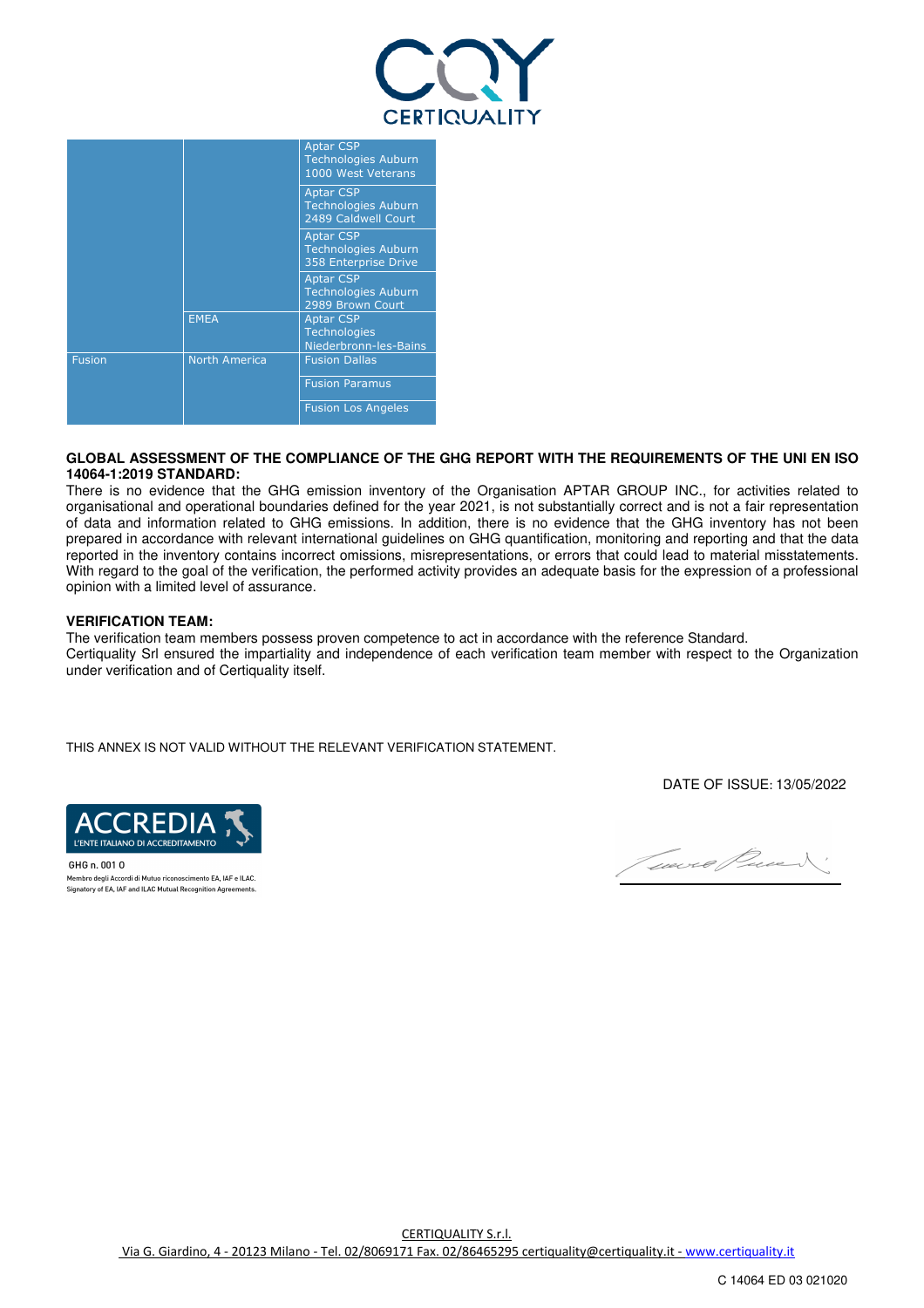| | | |
|---|---|---|
| | | Aptar CSP Technologies Auburn 1000 West Veterans |
| | | Aptar CSP Technologies Auburn 2489 Caldwell Court |
| | | Aptar CSP Technologies Auburn 358 Enterprise Drive |
| | | Aptar CSP Technologies Auburn 2989 Brown Court |
| | EMEA | Aptar CSP Technologies Niederbronn-les-Bains |
| Fusion | North America | Fusion Dallas |
| | | Fusion Paramus |
| | | Fusion Los Angeles |

**GLOBAL ASSESSMENT OF THE COMPLIANCE OF THE GHG REPORT WITH THE REQUIREMENTS OF THE UNI EN ISO 14064-1:2019 STANDARD:**

There is no evidence that the GHG emission inventory of the Organisation APTAR GROUP INC., for activities related to organisational and operational boundaries defined for the year 2021, is not substantially correct and is not a fair representation of data and information related to GHG emissions. In addition, there is no evidence that the GHG inventory has not been prepared in accordance with relevant international guidelines on GHG quantification, monitoring and reporting and that the data reported in the inventory contains incorrect omissions, misrepresentations, or errors that could lead to material misstatements. With regard to the goal of the verification, the performed activity provides an adequate basis for the expression of a professional opinion with a limited level of assurance.

**VERIFICATION TEAM:**

The verification team members possess proven competence to act in accordance with the reference Standard.
Certiquality Srl ensured the impartiality and independence of each verification team member with respect to the Organization under verification and of Certiquality itself.

THIS ANNEX IS NOT VALID WITHOUT THE RELEVANT VERIFICATION STATEMENT.

DATE OF ISSUE: 13/05/2022

ACCREDIA
L'ENTE ITALIANO DI ACCREDITAMENTO
GHG n. 001 O
Membro degli Accordi di Mutuo riconoscimento EA, IAF e ILAC.
Signatory of EA, IAF and ILAC Mutual Recognition Agreements.

CERTIQUALITY S.r.l.
Via G. Giardino, 4 - 20123 Milano - Tel. 02/8069171 Fax. 02/86465295 certiquality@certiquality.it - www.certiquality.it

C 14064 ED 03 021020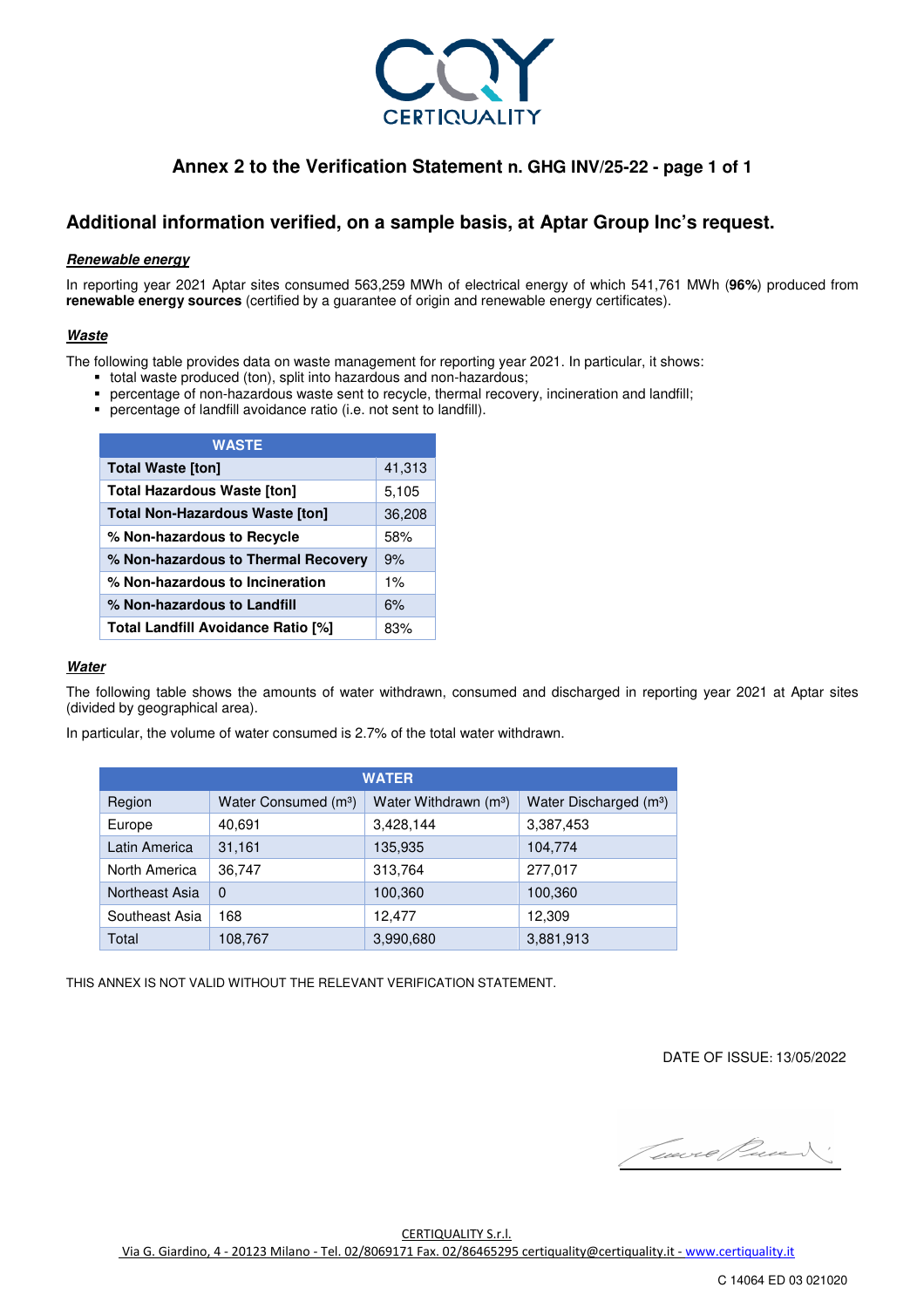## Annex 2 to the Verification Statement n. GHG INV/25-22 - page 1 of 1

## Additional information verified, on a sample basis, at Aptar Group Inc's request.

***Renewable energy***

In reporting year 2021 Aptar sites consumed 563,259 MWh of electrical energy of which 541,761 MWh (**96%**) produced from **renewable energy sources** (certified by a guarantee of origin and renewable energy certificates).

***Waste***

The following table provides data on waste management for reporting year 2021. In particular, it shows:

- total waste produced (ton), split into hazardous and non-hazardous;
- percentage of non-hazardous waste sent to recycle, thermal recovery, incineration and landfill;
- percentage of landfill avoidance ratio (i.e. not sent to landfill).

| WASTE | |
|---|---|
| **Total Waste [ton]** | 41,313 |
| **Total Hazardous Waste [ton]** | 5,105 |
| **Total Non-Hazardous Waste [ton]** | 36,208 |
| **% Non-hazardous to Recycle** | 58% |
| **% Non-hazardous to Thermal Recovery** | 9% |
| **% Non-hazardous to Incineration** | 1% |
| **% Non-hazardous to Landfill** | 6% |
| **Total Landfill Avoidance Ratio [%]** | 83% |

***Water***

The following table shows the amounts of water withdrawn, consumed and discharged in reporting year 2021 at Aptar sites (divided by geographical area).

In particular, the volume of water consumed is 2.7% of the total water withdrawn.

| WATER | | | |
|---|---|---|---|
| Region | Water Consumed ($m^3$) | Water Withdrawn ($m^3$) | Water Discharged ($m^3$) |
| Europe | 40,691 | 3,428,144 | 3,387,453 |
| Latin America | 31,161 | 135,935 | 104,774 |
| North America | 36,747 | 313,764 | 277,017 |
| Northeast Asia | 0 | 100,360 | 100,360 |
| Southeast Asia | 168 | 12,477 | 12,309 |
| Total | 108,767 | 3,990,680 | 3,881,913 |

THIS ANNEX IS NOT VALID WITHOUT THE RELEVANT VERIFICATION STATEMENT.

DATE OF ISSUE: 13/05/2022

CERTIQUALITY S.r.l.
Via G. Giardino, 4 - 20123 Milano - Tel. 02/8069171 Fax. 02/86465295 certiquality@certiquality.it - www.certiquality.it

C 14064 ED 03 021020